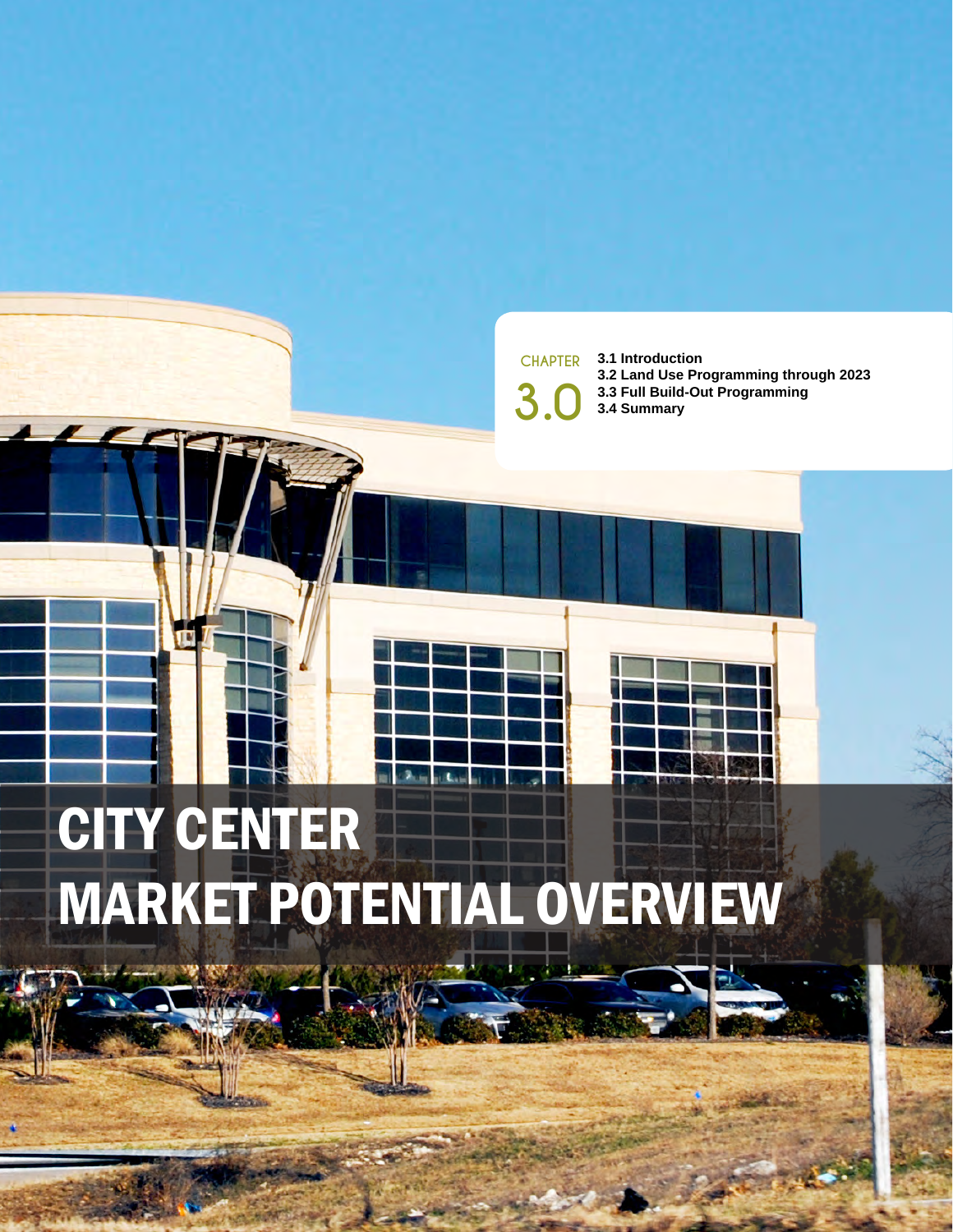CHAPTER

3.0

**3.1 Introduction**
**3.2 Land Use Programming through 2023**
**3.3 Full Build-Out Programming**
**3.4 Summary**

# CITY CENTER MARKET POTENTIAL OVERVIEW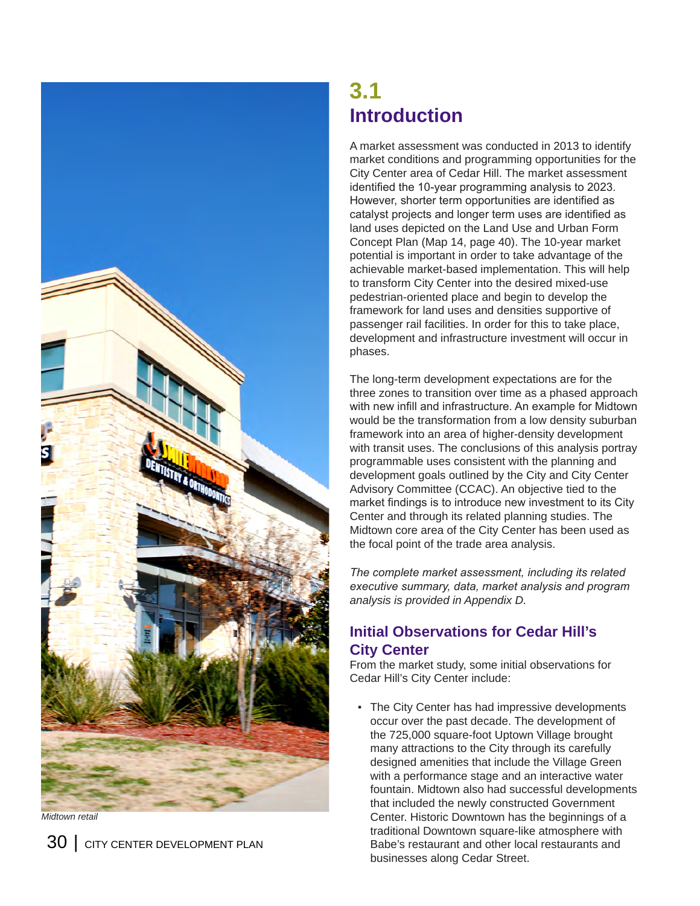Midtown retail

## 3.1 Introduction

A market assessment was conducted in 2013 to identify market conditions and programming opportunities for the City Center area of Cedar Hill. The market assessment identified the 10-year programming analysis to 2023. However, shorter term opportunities are identified as catalyst projects and longer term uses are identified as land uses depicted on the Land Use and Urban Form Concept Plan (Map 14, page 40). The 10-year market potential is important in order to take advantage of the achievable market-based implementation. This will help to transform City Center into the desired mixed-use pedestrian-oriented place and begin to develop the framework for land uses and densities supportive of passenger rail facilities. In order for this to take place, development and infrastructure investment will occur in phases.

The long-term development expectations are for the three zones to transition over time as a phased approach with new infill and infrastructure. An example for Midtown would be the transformation from a low density suburban framework into an area of higher-density development with transit uses. The conclusions of this analysis portray programmable uses consistent with the planning and development goals outlined by the City and City Center Advisory Committee (CCAC). An objective tied to the market findings is to introduce new investment to its City Center and through its related planning studies. The Midtown core area of the City Center has been used as the focal point of the trade area analysis.

*The complete market assessment, including its related executive summary, data, market analysis and program analysis is provided in Appendix D.*

### Initial Observations for Cedar Hill's City Center

From the market study, some initial observations for Cedar Hill's City Center include:

- The City Center has had impressive developments occur over the past decade. The development of the 725,000 square-foot Uptown Village brought many attractions to the City through its carefully designed amenities that include the Village Green with a performance stage and an interactive water fountain. Midtown also had successful developments that included the newly constructed Government Center. Historic Downtown has the beginnings of a traditional Downtown square-like atmosphere with Babe's restaurant and other local restaurants and businesses along Cedar Street.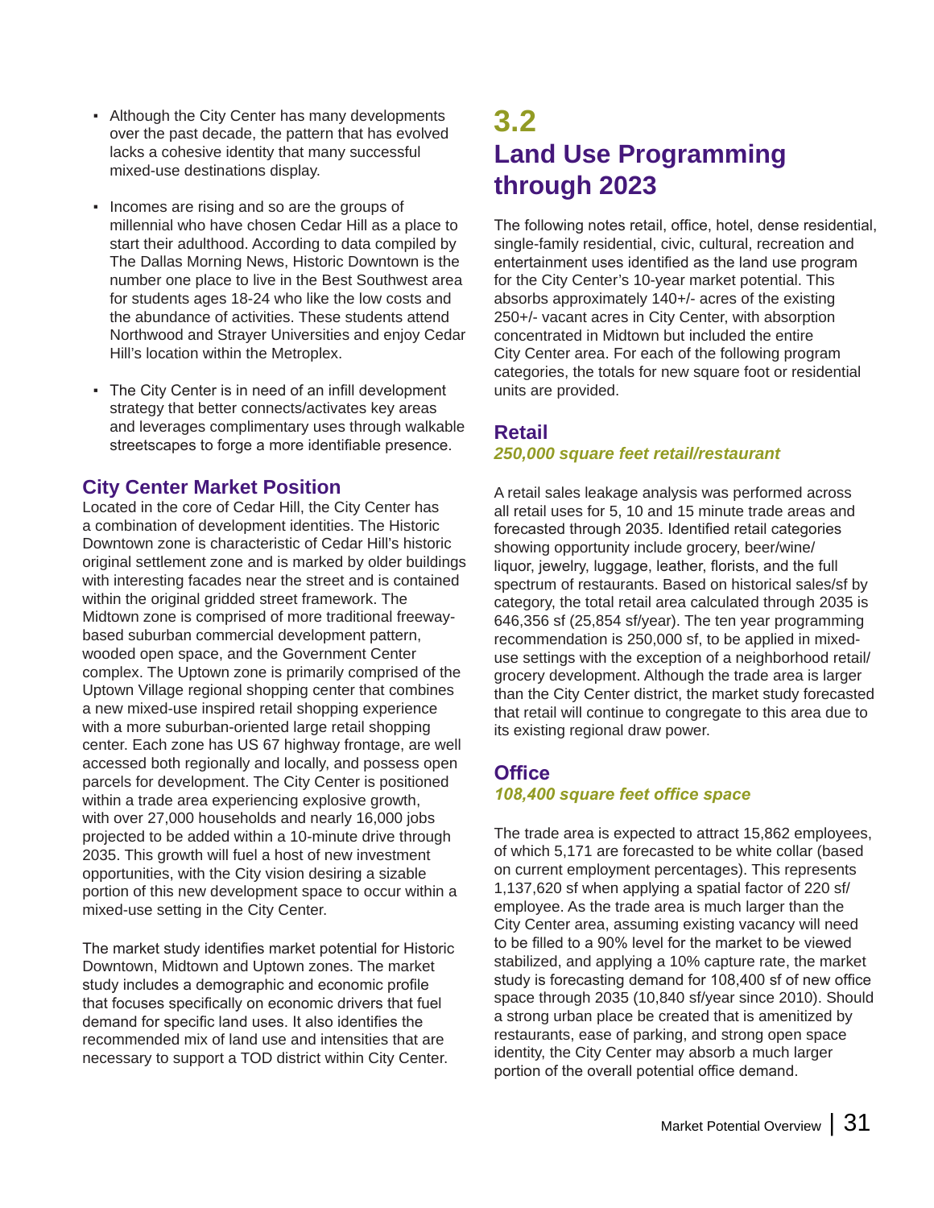- Although the City Center has many developments over the past decade, the pattern that has evolved lacks a cohesive identity that many successful mixed-use destinations display.
- Incomes are rising and so are the groups of millennial who have chosen Cedar Hill as a place to start their adulthood. According to data compiled by The Dallas Morning News, Historic Downtown is the number one place to live in the Best Southwest area for students ages 18-24 who like the low costs and the abundance of activities. These students attend Northwood and Strayer Universities and enjoy Cedar Hill's location within the Metroplex.
- The City Center is in need of an infill development strategy that better connects/activates key areas and leverages complimentary uses through walkable streetscapes to forge a more identifiable presence.

### City Center Market Position

Located in the core of Cedar Hill, the City Center has a combination of development identities. The Historic Downtown zone is characteristic of Cedar Hill's historic original settlement zone and is marked by older buildings with interesting facades near the street and is contained within the original gridded street framework. The Midtown zone is comprised of more traditional freeway-based suburban commercial development pattern, wooded open space, and the Government Center complex. The Uptown zone is primarily comprised of the Uptown Village regional shopping center that combines a new mixed-use inspired retail shopping experience with a more suburban-oriented large retail shopping center. Each zone has US 67 highway frontage, are well accessed both regionally and locally, and possess open parcels for development. The City Center is positioned within a trade area experiencing explosive growth, with over 27,000 households and nearly 16,000 jobs projected to be added within a 10-minute drive through 2035. This growth will fuel a host of new investment opportunities, with the City vision desiring a sizable portion of this new development space to occur within a mixed-use setting in the City Center.

The market study identifies market potential for Historic Downtown, Midtown and Uptown zones. The market study includes a demographic and economic profile that focuses specifically on economic drivers that fuel demand for specific land uses. It also identifies the recommended mix of land use and intensities that are necessary to support a TOD district within City Center.

## 3.2 Land Use Programming through 2023

The following notes retail, office, hotel, dense residential, single-family residential, civic, cultural, recreation and entertainment uses identified as the land use program for the City Center's 10-year market potential. This absorbs approximately 140+/- acres of the existing 250+/- vacant acres in City Center, with absorption concentrated in Midtown but included the entire City Center area. For each of the following program categories, the totals for new square foot or residential units are provided.

### Retail

***250,000 square feet retail/restaurant***

A retail sales leakage analysis was performed across all retail uses for 5, 10 and 15 minute trade areas and forecasted through 2035. Identified retail categories showing opportunity include grocery, beer/wine/liquor, jewelry, luggage, leather, florists, and the full spectrum of restaurants. Based on historical sales/sf by category, the total retail area calculated through 2035 is 646,356 sf (25,854 sf/year). The ten year programming recommendation is 250,000 sf, to be applied in mixed-use settings with the exception of a neighborhood retail/grocery development. Although the trade area is larger than the City Center district, the market study forecasted that retail will continue to congregate to this area due to its existing regional draw power.

### Office

***108,400 square feet office space***

The trade area is expected to attract 15,862 employees, of which 5,171 are forecasted to be white collar (based on current employment percentages). This represents 1,137,620 sf when applying a spatial factor of 220 sf/employee. As the trade area is much larger than the City Center area, assuming existing vacancy will need to be filled to a 90% level for the market to be viewed stabilized, and applying a 10% capture rate, the market study is forecasting demand for 108,400 sf of new office space through 2035 (10,840 sf/year since 2010). Should a strong urban place be created that is amenitized by restaurants, ease of parking, and strong open space identity, the City Center may absorb a much larger portion of the overall potential office demand.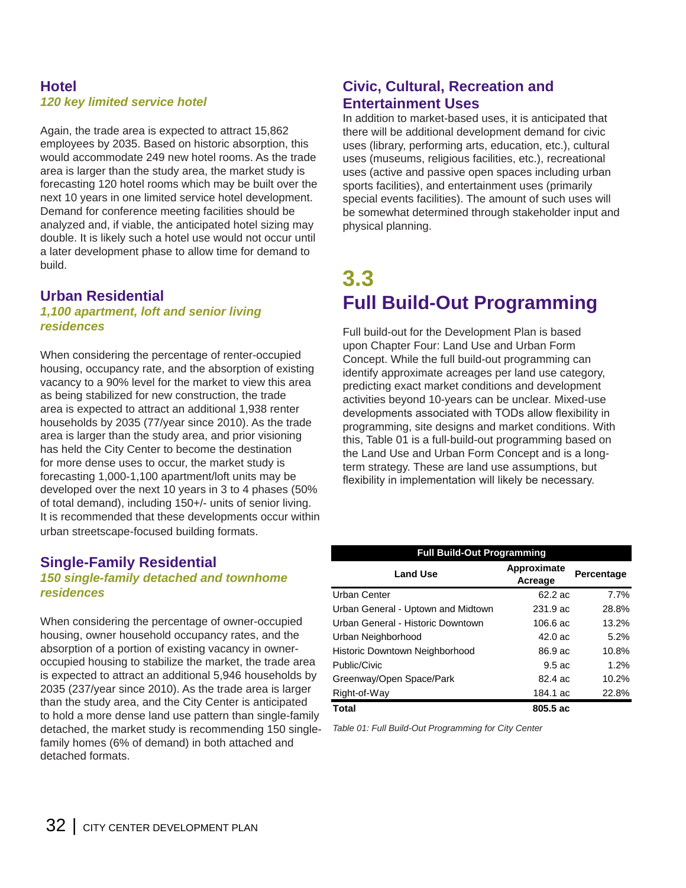### Hotel

***120 key limited service hotel***

Again, the trade area is expected to attract 15,862 employees by 2035. Based on historic absorption, this would accommodate 249 new hotel rooms. As the trade area is larger than the study area, the market study is forecasting 120 hotel rooms which may be built over the next 10 years in one limited service hotel development. Demand for conference meeting facilities should be analyzed and, if viable, the anticipated hotel sizing may double. It is likely such a hotel use would not occur until a later development phase to allow time for demand to build.

### Urban Residential

***1,100 apartment, loft and senior living residences***

When considering the percentage of renter-occupied housing, occupancy rate, and the absorption of existing vacancy to a 90% level for the market to view this area as being stabilized for new construction, the trade area is expected to attract an additional 1,938 renter households by 2035 (77/year since 2010). As the trade area is larger than the study area, and prior visioning has held the City Center to become the destination for more dense uses to occur, the market study is forecasting 1,000-1,100 apartment/loft units may be developed over the next 10 years in 3 to 4 phases (50% of total demand), including 150+/- units of senior living. It is recommended that these developments occur within urban streetscape-focused building formats.

### Single-Family Residential

***150 single-family detached and townhome residences***

When considering the percentage of owner-occupied housing, owner household occupancy rates, and the absorption of a portion of existing vacancy in owner-occupied housing to stabilize the market, the trade area is expected to attract an additional 5,946 households by 2035 (237/year since 2010). As the trade area is larger than the study area, and the City Center is anticipated to hold a more dense land use pattern than single-family detached, the market study is recommending 150 single-family homes (6% of demand) in both attached and detached formats.

### Civic, Cultural, Recreation and Entertainment Uses

In addition to market-based uses, it is anticipated that there will be additional development demand for civic uses (library, performing arts, education, etc.), cultural uses (museums, religious facilities, etc.), recreational uses (active and passive open spaces including urban sports facilities), and entertainment uses (primarily special events facilities). The amount of such uses will be somewhat determined through stakeholder input and physical planning.

## 3.3 Full Build-Out Programming

Full build-out for the Development Plan is based upon Chapter Four: Land Use and Urban Form Concept. While the full build-out programming can identify approximate acreages per land use category, predicting exact market conditions and development activities beyond 10-years can be unclear. Mixed-use developments associated with TODs allow flexibility in programming, site designs and market conditions. With this, Table 01 is a full-build-out programming based on the Land Use and Urban Form Concept and is a long-term strategy. These are land use assumptions, but flexibility in implementation will likely be necessary.

| Full Build-Out Programming | | |
|---|---|---|
| **Land Use** | **Approximate Acreage** | **Percentage** |
| Urban Center | 62.2 ac | 7.7% |
| Urban General - Uptown and Midtown | 231.9 ac | 28.8% |
| Urban General - Historic Downtown | 106.6 ac | 13.2% |
| Urban Neighborhood | 42.0 ac | 5.2% |
| Historic Downtown Neighborhood | 86.9 ac | 10.8% |
| Public/Civic | 9.5 ac | 1.2% |
| Greenway/Open Space/Park | 82.4 ac | 10.2% |
| Right-of-Way | 184.1 ac | 22.8% |
| **Total** | **805.5 ac** | |

*Table 01: Full Build-Out Programming for City Center*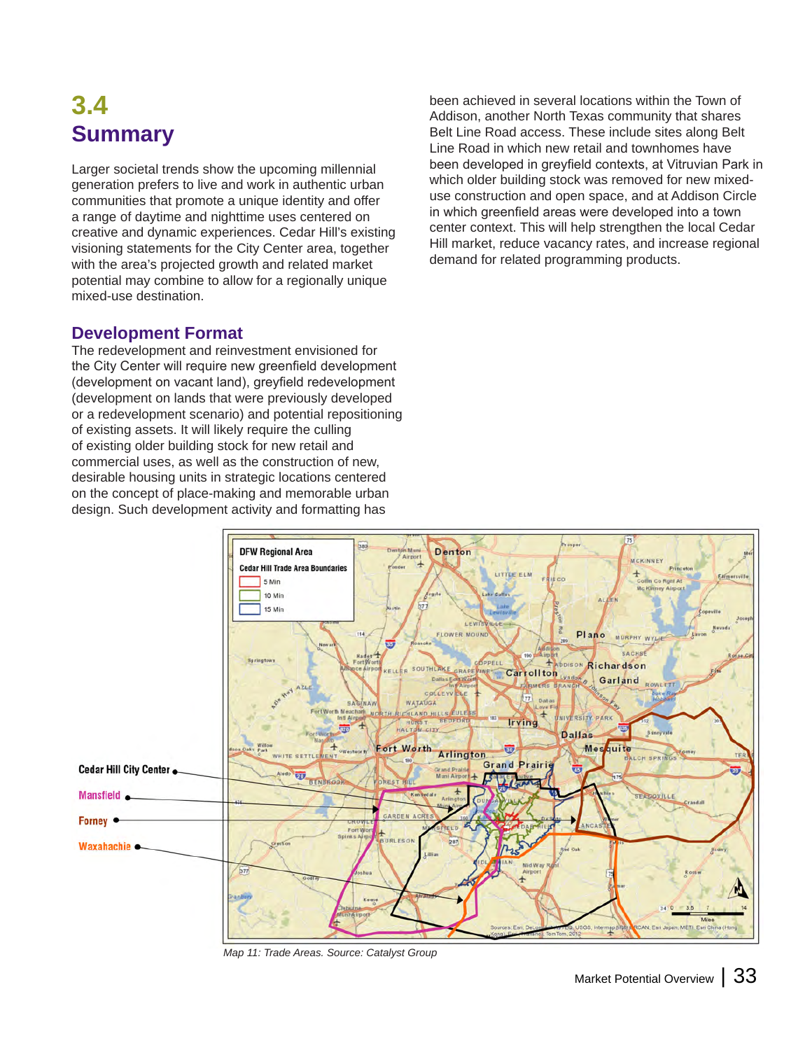## 3.4 Summary

Larger societal trends show the upcoming millennial generation prefers to live and work in authentic urban communities that promote a unique identity and offer a range of daytime and nighttime uses centered on creative and dynamic experiences. Cedar Hill's existing visioning statements for the City Center area, together with the area's projected growth and related market potential may combine to allow for a regionally unique mixed-use destination.

### Development Format

The redevelopment and reinvestment envisioned for the City Center will require new greenfield development (development on vacant land), greyfield redevelopment (development on lands that were previously developed or a redevelopment scenario) and potential repositioning of existing assets. It will likely require the culling of existing older building stock for new retail and commercial uses, as well as the construction of new, desirable housing units in strategic locations centered on the concept of place-making and memorable urban design. Such development activity and formatting has been achieved in several locations within the Town of Addison, another North Texas community that shares Belt Line Road access. These include sites along Belt Line Road in which new retail and townhomes have been developed in greyfield contexts, at Vitruvian Park in which older building stock was removed for new mixed-use construction and open space, and at Addison Circle in which greenfield areas were developed into a town center context. This will help strengthen the local Cedar Hill market, reduce vacancy rates, and increase regional demand for related programming products.

DFW Regional Area

Cedar Hill Trade Area Boundaries

5 Min

10 Min

15 Min

Cedar Hill City Center

Mansfield

Forney

Waxahachie

*Map 11: Trade Areas. Source: Catalyst Group*